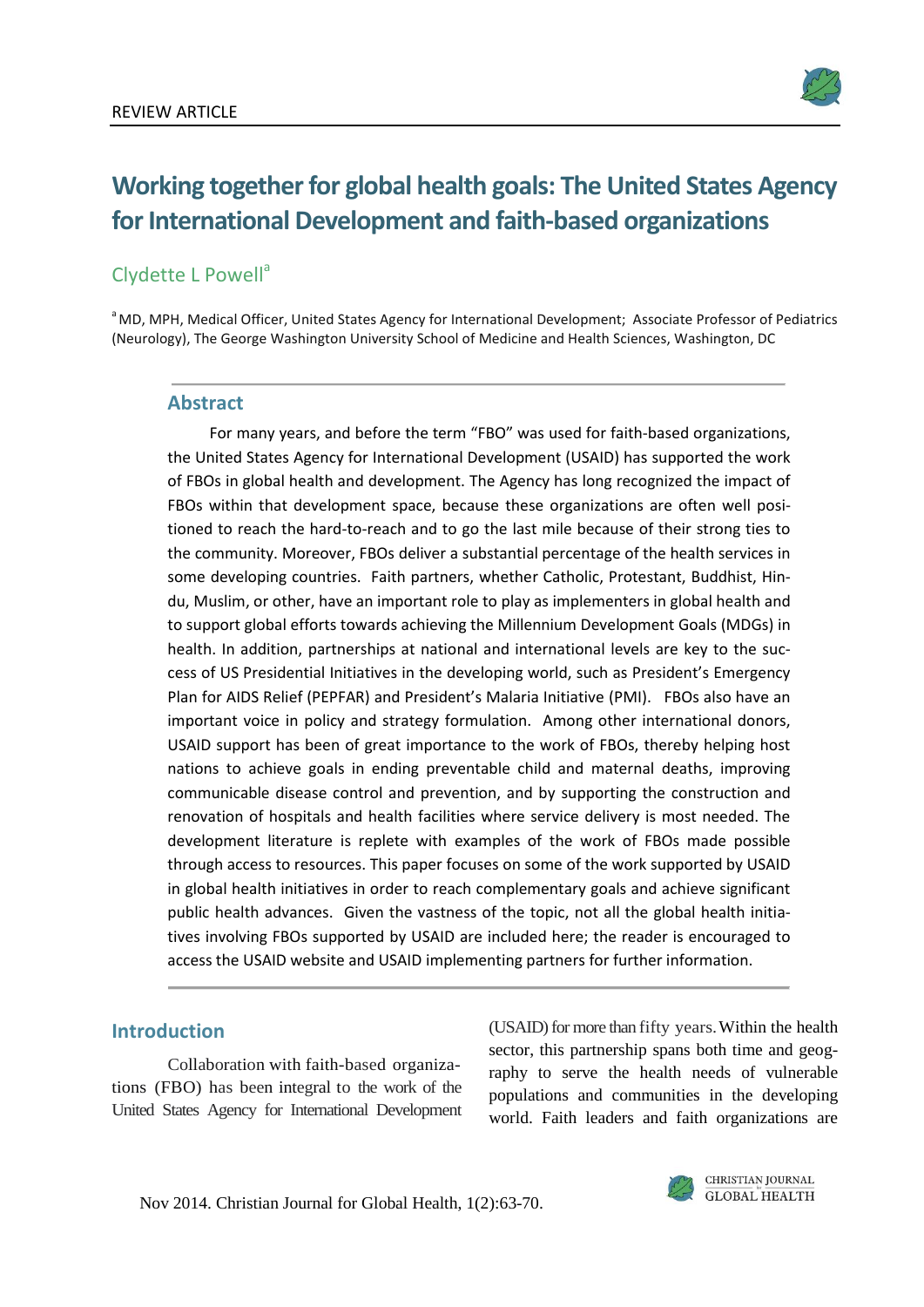REVIEW ARTICLE

# Working together for global health goals: The United States Agency for International Development and faith-based organizations

Clydette L Powell[a]

[a] MD, MPH, Medical Officer, United States Agency for International Development; Associate Professor of Pediatrics (Neurology), The George Washington University School of Medicine and Health Sciences, Washington, DC

## Abstract

For many years, and before the term "FBO" was used for faith-based organizations, the United States Agency for International Development (USAID) has supported the work of FBOs in global health and development. The Agency has long recognized the impact of FBOs within that development space, because these organizations are often well positioned to reach the hard-to-reach and to go the last mile because of their strong ties to the community. Moreover, FBOs deliver a substantial percentage of the health services in some developing countries. Faith partners, whether Catholic, Protestant, Buddhist, Hindu, Muslim, or other, have an important role to play as implementers in global health and to support global efforts towards achieving the Millennium Development Goals (MDGs) in health. In addition, partnerships at national and international levels are key to the success of US Presidential Initiatives in the developing world, such as President's Emergency Plan for AIDS Relief (PEPFAR) and President's Malaria Initiative (PMI). FBOs also have an important voice in policy and strategy formulation. Among other international donors, USAID support has been of great importance to the work of FBOs, thereby helping host nations to achieve goals in ending preventable child and maternal deaths, improving communicable disease control and prevention, and by supporting the construction and renovation of hospitals and health facilities where service delivery is most needed. The development literature is replete with examples of the work of FBOs made possible through access to resources. This paper focuses on some of the work supported by USAID in global health initiatives in order to reach complementary goals and achieve significant public health advances. Given the vastness of the topic, not all the global health initiatives involving FBOs supported by USAID are included here; the reader is encouraged to access the USAID website and USAID implementing partners for further information.

## Introduction

Collaboration with faith-based organizations (FBO) has been integral to the work of the United States Agency for International Development (USAID) for more than fifty years. Within the health sector, this partnership spans both time and geography to serve the health needs of vulnerable populations and communities in the developing world. Faith leaders and faith organizations are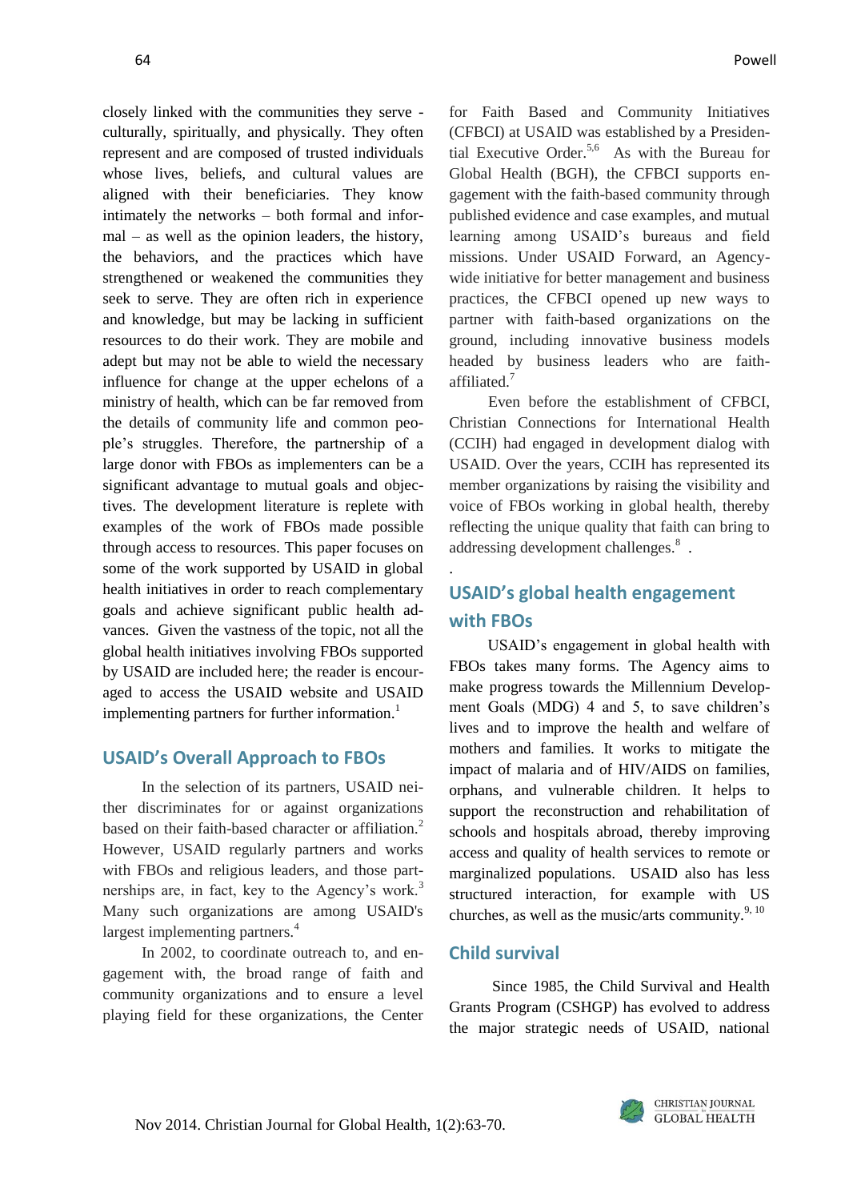closely linked with the communities they serve - culturally, spiritually, and physically. They often represent and are composed of trusted individuals whose lives, beliefs, and cultural values are aligned with their beneficiaries. They know intimately the networks – both formal and informal – as well as the opinion leaders, the history, the behaviors, and the practices which have strengthened or weakened the communities they seek to serve. They are often rich in experience and knowledge, but may be lacking in sufficient resources to do their work. They are mobile and adept but may not be able to wield the necessary influence for change at the upper echelons of a ministry of health, which can be far removed from the details of community life and common people's struggles. Therefore, the partnership of a large donor with FBOs as implementers can be a significant advantage to mutual goals and objectives. The development literature is replete with examples of the work of FBOs made possible through access to resources. This paper focuses on some of the work supported by USAID in global health initiatives in order to reach complementary goals and achieve significant public health advances. Given the vastness of the topic, not all the global health initiatives involving FBOs supported by USAID are included here; the reader is encouraged to access the USAID website and USAID implementing partners for further information.[1]

## USAID's Overall Approach to FBOs

In the selection of its partners, USAID neither discriminates for or against organizations based on their faith-based character or affiliation.[2] However, USAID regularly partners and works with FBOs and religious leaders, and those partnerships are, in fact, key to the Agency's work.[3] Many such organizations are among USAID's largest implementing partners.[4]

In 2002, to coordinate outreach to, and engagement with, the broad range of faith and community organizations and to ensure a level playing field for these organizations, the Center for Faith Based and Community Initiatives (CFBCI) at USAID was established by a Presidential Executive Order.[5,6] As with the Bureau for Global Health (BGH), the CFBCI supports engagement with the faith-based community through published evidence and case examples, and mutual learning among USAID's bureaus and field missions. Under USAID Forward, an Agency-wide initiative for better management and business practices, the CFBCI opened up new ways to partner with faith-based organizations on the ground, including innovative business models headed by business leaders who are faith-affiliated.[7]

Even before the establishment of CFBCI, Christian Connections for International Health (CCIH) had engaged in development dialog with USAID. Over the years, CCIH has represented its member organizations by raising the visibility and voice of FBOs working in global health, thereby reflecting the unique quality that faith can bring to addressing development challenges.[8] .

## USAID's global health engagement with FBOs

USAID's engagement in global health with FBOs takes many forms. The Agency aims to make progress towards the Millennium Development Goals (MDG) 4 and 5, to save children's lives and to improve the health and welfare of mothers and families. It works to mitigate the impact of malaria and of HIV/AIDS on families, orphans, and vulnerable children. It helps to support the reconstruction and rehabilitation of schools and hospitals abroad, thereby improving access and quality of health services to remote or marginalized populations. USAID also has less structured interaction, for example with US churches, as well as the music/arts community.[9, 10]

## Child survival

Since 1985, the Child Survival and Health Grants Program (CSHGP) has evolved to address the major strategic needs of USAID, national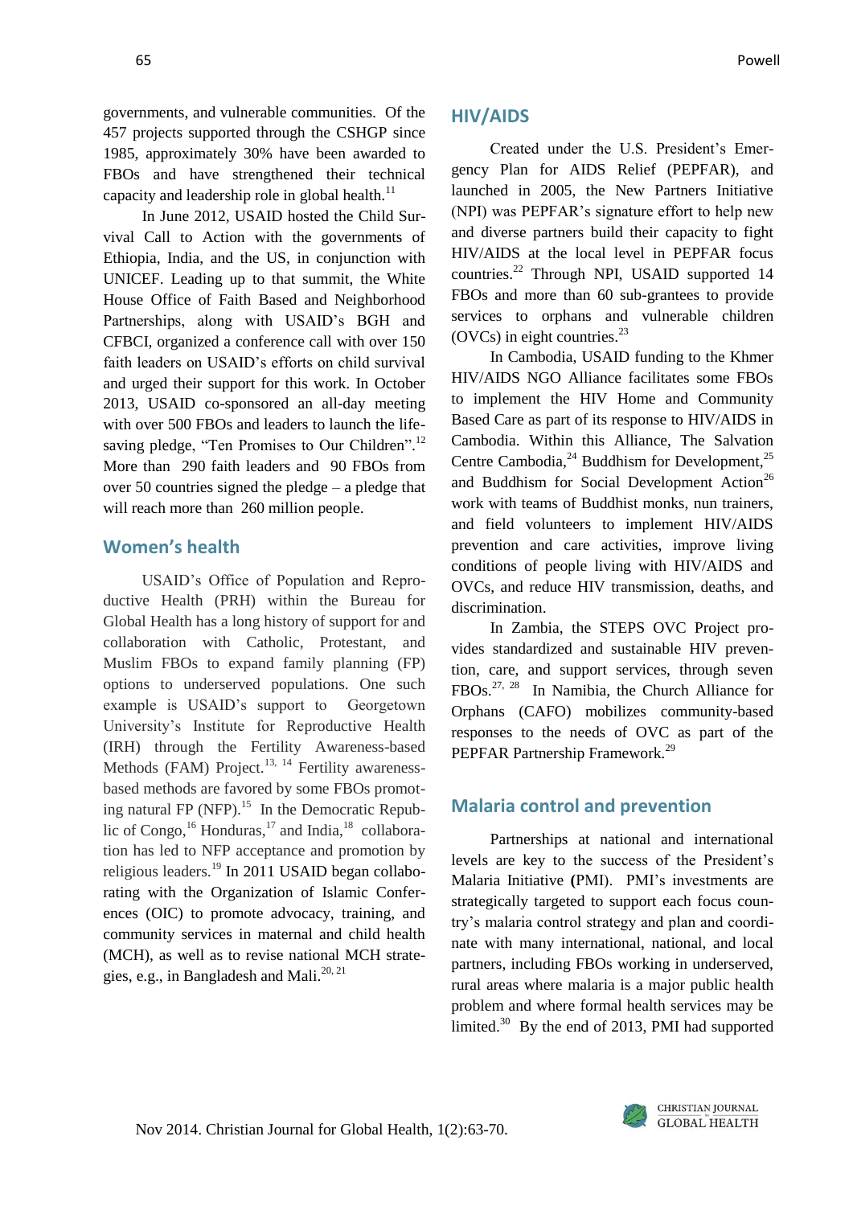governments, and vulnerable communities. Of the 457 projects supported through the CSHGP since 1985, approximately 30% have been awarded to FBOs and have strengthened their technical capacity and leadership role in global health.[11]

In June 2012, USAID hosted the Child Survival Call to Action with the governments of Ethiopia, India, and the US, in conjunction with UNICEF. Leading up to that summit, the White House Office of Faith Based and Neighborhood Partnerships, along with USAID's BGH and CFBCI, organized a conference call with over 150 faith leaders on USAID's efforts on child survival and urged their support for this work. In October 2013, USAID co-sponsored an all-day meeting with over 500 FBOs and leaders to launch the life-saving pledge, "Ten Promises to Our Children".[12] More than 290 faith leaders and 90 FBOs from over 50 countries signed the pledge – a pledge that will reach more than 260 million people.

## Women's health

USAID's Office of Population and Reproductive Health (PRH) within the Bureau for Global Health has a long history of support for and collaboration with Catholic, Protestant, and Muslim FBOs to expand family planning (FP) options to underserved populations. One such example is USAID's support to Georgetown University's Institute for Reproductive Health (IRH) through the Fertility Awareness-based Methods (FAM) Project.[13, 14] Fertility awareness-based methods are favored by some FBOs promoting natural FP (NFP).[15] In the Democratic Republic of Congo,[16] Honduras,[17] and India,[18] collaboration has led to NFP acceptance and promotion by religious leaders.[19] In 2011 USAID began collaborating with the Organization of Islamic Conferences (OIC) to promote advocacy, training, and community services in maternal and child health (MCH), as well as to revise national MCH strategies, e.g., in Bangladesh and Mali.[20, 21]

## HIV/AIDS

Created under the U.S. President's Emergency Plan for AIDS Relief (PEPFAR), and launched in 2005, the New Partners Initiative (NPI) was PEPFAR's signature effort to help new and diverse partners build their capacity to fight HIV/AIDS at the local level in PEPFAR focus countries.[22] Through NPI, USAID supported 14 FBOs and more than 60 sub-grantees to provide services to orphans and vulnerable children (OVCs) in eight countries.[23]

In Cambodia, USAID funding to the Khmer HIV/AIDS NGO Alliance facilitates some FBOs to implement the HIV Home and Community Based Care as part of its response to HIV/AIDS in Cambodia. Within this Alliance, The Salvation Centre Cambodia,[24] Buddhism for Development,[25] and Buddhism for Social Development Action[26] work with teams of Buddhist monks, nun trainers, and field volunteers to implement HIV/AIDS prevention and care activities, improve living conditions of people living with HIV/AIDS and OVCs, and reduce HIV transmission, deaths, and discrimination.

In Zambia, the STEPS OVC Project provides standardized and sustainable HIV prevention, care, and support services, through seven FBOs.[27, 28] In Namibia, the Church Alliance for Orphans (CAFO) mobilizes community-based responses to the needs of OVC as part of the PEPFAR Partnership Framework.[29]

## Malaria control and prevention

Partnerships at national and international levels are key to the success of the President's Malaria Initiative **(**PMI). PMI's investments are strategically targeted to support each focus country's malaria control strategy and plan and coordinate with many international, national, and local partners, including FBOs working in underserved, rural areas where malaria is a major public health problem and where formal health services may be limited.[30] By the end of 2013, PMI had supported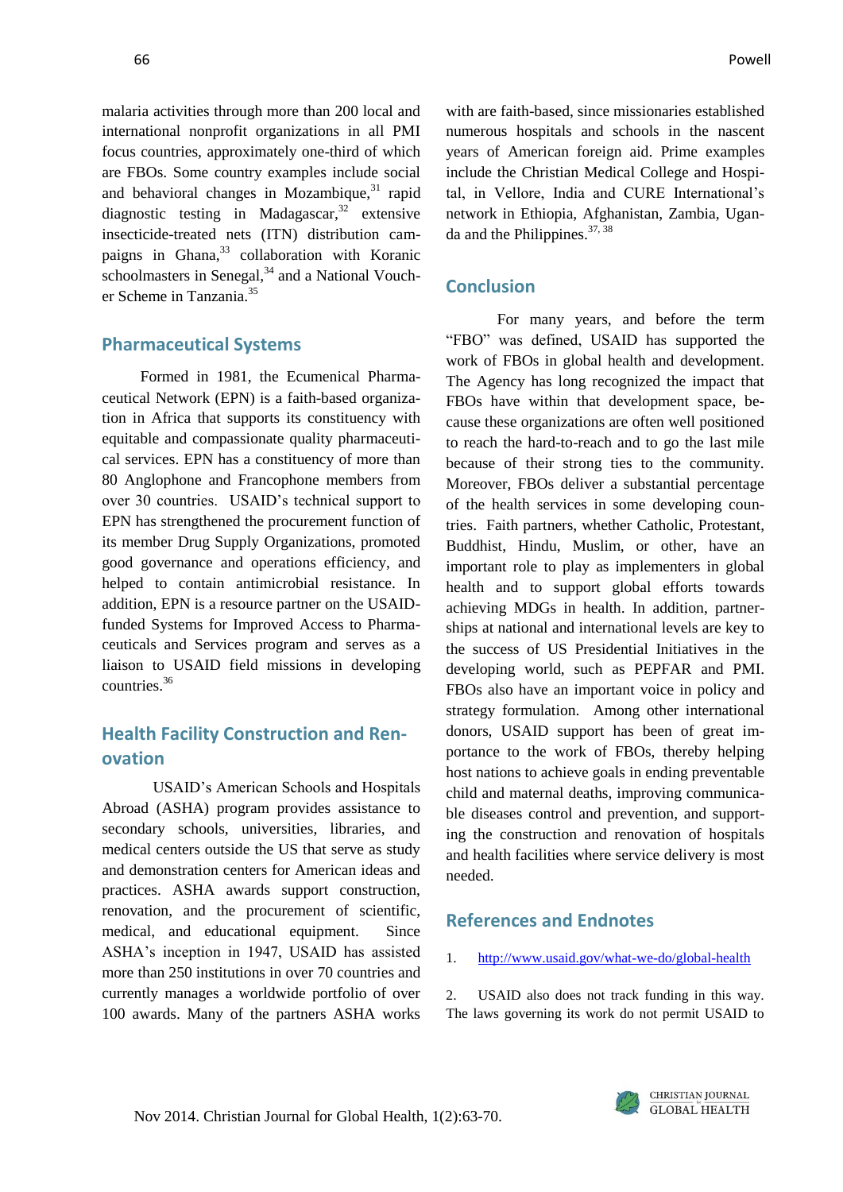malaria activities through more than 200 local and international nonprofit organizations in all PMI focus countries, approximately one-third of which are FBOs. Some country examples include social and behavioral changes in Mozambique,[31] rapid diagnostic testing in Madagascar,[32] extensive insecticide-treated nets (ITN) distribution campaigns in Ghana,[33] collaboration with Koranic schoolmasters in Senegal,[34] and a National Voucher Scheme in Tanzania.[35]

## Pharmaceutical Systems

Formed in 1981, the Ecumenical Pharmaceutical Network (EPN) is a faith-based organization in Africa that supports its constituency with equitable and compassionate quality pharmaceutical services. EPN has a constituency of more than 80 Anglophone and Francophone members from over 30 countries. USAID's technical support to EPN has strengthened the procurement function of its member Drug Supply Organizations, promoted good governance and operations efficiency, and helped to contain antimicrobial resistance. In addition, EPN is a resource partner on the USAID-funded Systems for Improved Access to Pharmaceuticals and Services program and serves as a liaison to USAID field missions in developing countries.[36]

## Health Facility Construction and Renovation

USAID's American Schools and Hospitals Abroad (ASHA) program provides assistance to secondary schools, universities, libraries, and medical centers outside the US that serve as study and demonstration centers for American ideas and practices. ASHA awards support construction, renovation, and the procurement of scientific, medical, and educational equipment. Since ASHA's inception in 1947, USAID has assisted more than 250 institutions in over 70 countries and currently manages a worldwide portfolio of over 100 awards. Many of the partners ASHA works with are faith-based, since missionaries established numerous hospitals and schools in the nascent years of American foreign aid. Prime examples include the Christian Medical College and Hospital, in Vellore, India and CURE International's network in Ethiopia, Afghanistan, Zambia, Uganda and the Philippines.[37, 38]

## Conclusion

For many years, and before the term "FBO" was defined, USAID has supported the work of FBOs in global health and development. The Agency has long recognized the impact that FBOs have within that development space, because these organizations are often well positioned to reach the hard-to-reach and to go the last mile because of their strong ties to the community. Moreover, FBOs deliver a substantial percentage of the health services in some developing countries. Faith partners, whether Catholic, Protestant, Buddhist, Hindu, Muslim, or other, have an important role to play as implementers in global health and to support global efforts towards achieving MDGs in health. In addition, partnerships at national and international levels are key to the success of US Presidential Initiatives in the developing world, such as PEPFAR and PMI. FBOs also have an important voice in policy and strategy formulation. Among other international donors, USAID support has been of great importance to the work of FBOs, thereby helping host nations to achieve goals in ending preventable child and maternal deaths, improving communicable diseases control and prevention, and supporting the construction and renovation of hospitals and health facilities where service delivery is most needed.

## References and Endnotes

1. http://www.usaid.gov/what-we-do/global-health

2. USAID also does not track funding in this way. The laws governing its work do not permit USAID to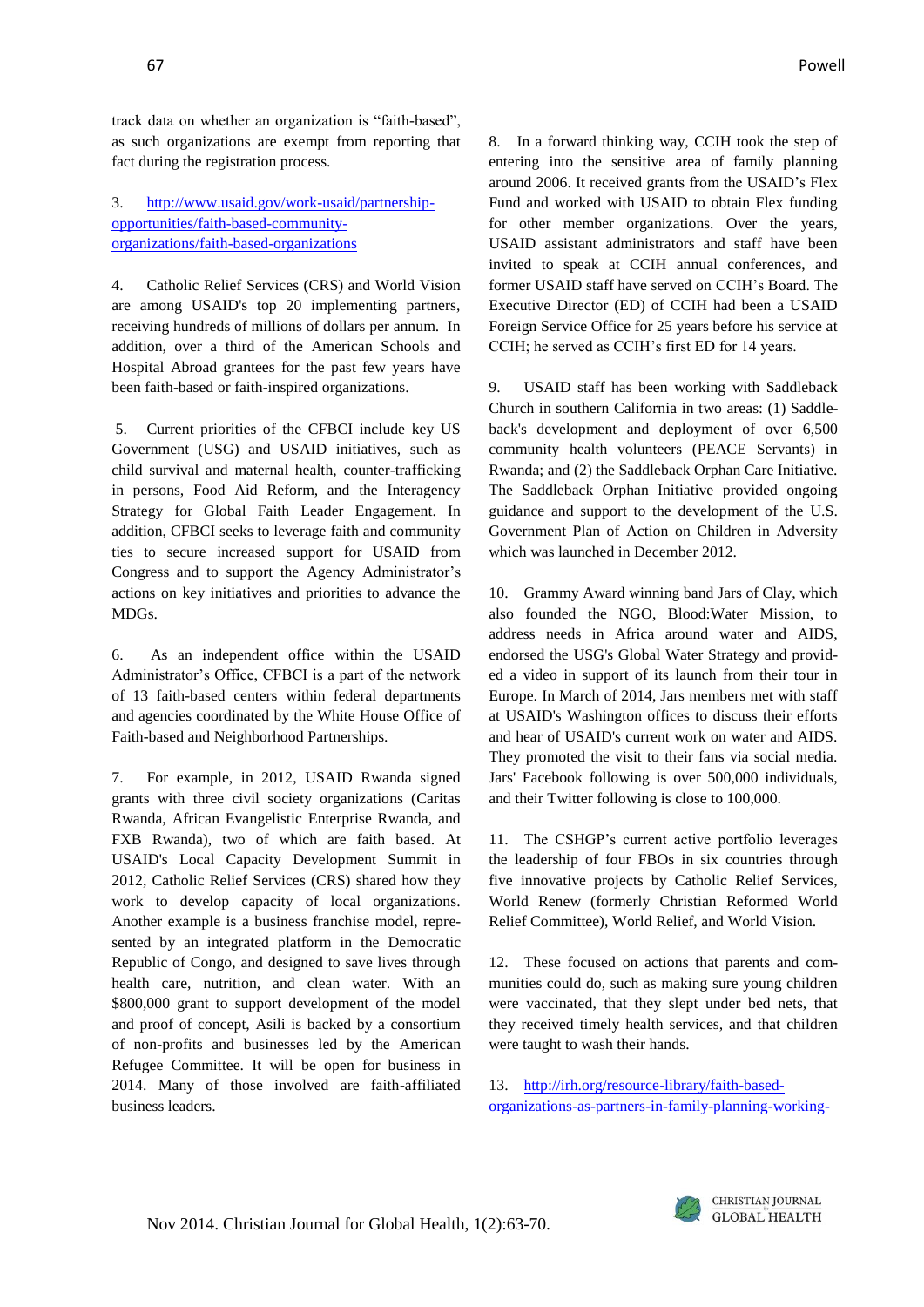track data on whether an organization is "faith-based", as such organizations are exempt from reporting that fact during the registration process.

3. http://www.usaid.gov/work-usaid/partnership-opportunities/faith-based-community-organizations/faith-based-organizations

4. Catholic Relief Services (CRS) and World Vision are among USAID's top 20 implementing partners, receiving hundreds of millions of dollars per annum. In addition, over a third of the American Schools and Hospital Abroad grantees for the past few years have been faith-based or faith-inspired organizations.

5. Current priorities of the CFBCI include key US Government (USG) and USAID initiatives, such as child survival and maternal health, counter-trafficking in persons, Food Aid Reform, and the Interagency Strategy for Global Faith Leader Engagement. In addition, CFBCI seeks to leverage faith and community ties to secure increased support for USAID from Congress and to support the Agency Administrator's actions on key initiatives and priorities to advance the MDGs.

6. As an independent office within the USAID Administrator's Office, CFBCI is a part of the network of 13 faith-based centers within federal departments and agencies coordinated by the White House Office of Faith-based and Neighborhood Partnerships.

7. For example, in 2012, USAID Rwanda signed grants with three civil society organizations (Caritas Rwanda, African Evangelistic Enterprise Rwanda, and FXB Rwanda), two of which are faith based. At USAID's Local Capacity Development Summit in 2012, Catholic Relief Services (CRS) shared how they work to develop capacity of local organizations. Another example is a business franchise model, represented by an integrated platform in the Democratic Republic of Congo, and designed to save lives through health care, nutrition, and clean water. With an $800,000 grant to support development of the model and proof of concept, Asili is backed by a consortium of non-profits and businesses led by the American Refugee Committee. It will be open for business in 2014. Many of those involved are faith-affiliated business leaders.

8. In a forward thinking way, CCIH took the step of entering into the sensitive area of family planning around 2006. It received grants from the USAID's Flex Fund and worked with USAID to obtain Flex funding for other member organizations. Over the years, USAID assistant administrators and staff have been invited to speak at CCIH annual conferences, and former USAID staff have served on CCIH's Board. The Executive Director (ED) of CCIH had been a USAID Foreign Service Office for 25 years before his service at CCIH; he served as CCIH's first ED for 14 years.

9. USAID staff has been working with Saddleback Church in southern California in two areas: (1) Saddleback's development and deployment of over 6,500 community health volunteers (PEACE Servants) in Rwanda; and (2) the Saddleback Orphan Care Initiative. The Saddleback Orphan Initiative provided ongoing guidance and support to the development of the U.S. Government Plan of Action on Children in Adversity which was launched in December 2012.

10. Grammy Award winning band Jars of Clay, which also founded the NGO, Blood:Water Mission, to address needs in Africa around water and AIDS, endorsed the USG's Global Water Strategy and provided a video in support of its launch from their tour in Europe. In March of 2014, Jars members met with staff at USAID's Washington offices to discuss their efforts and hear of USAID's current work on water and AIDS. They promoted the visit to their fans via social media. Jars' Facebook following is over 500,000 individuals, and their Twitter following is close to 100,000.

11. The CSHGP's current active portfolio leverages the leadership of four FBOs in six countries through five innovative projects by Catholic Relief Services, World Renew (formerly Christian Reformed World Relief Committee), World Relief, and World Vision.

12. These focused on actions that parents and communities could do, such as making sure young children were vaccinated, that they slept under bed nets, that they received timely health services, and that children were taught to wash their hands.

13. http://irh.org/resource-library/faith-based-organizations-as-partners-in-family-planning-working-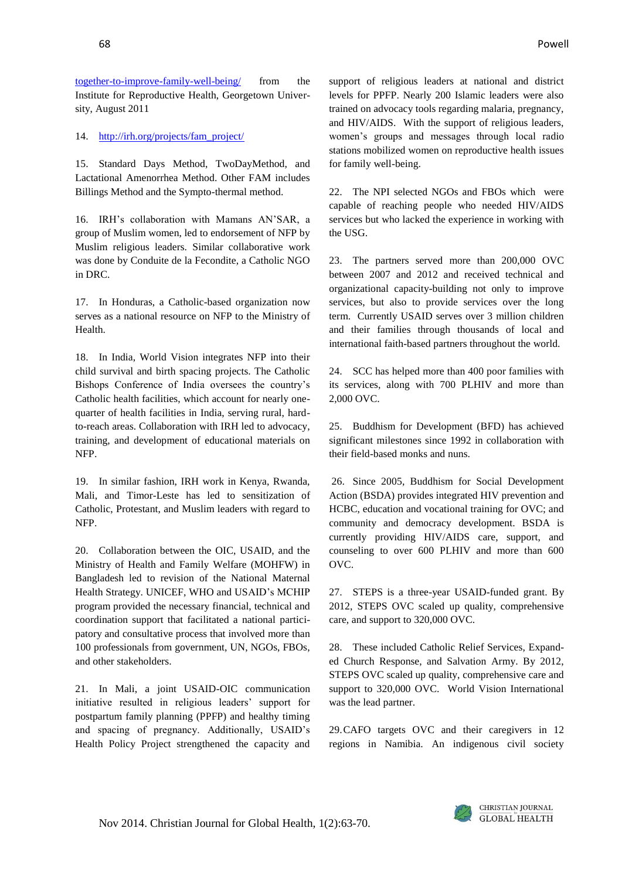together-to-improve-family-well-being/ from the Institute for Reproductive Health, Georgetown University, August 2011

14. http://irh.org/projects/fam_project/

15. Standard Days Method, TwoDayMethod, and Lactational Amenorrhea Method. Other FAM includes Billings Method and the Sympto-thermal method.

16. IRH's collaboration with Mamans AN'SAR, a group of Muslim women, led to endorsement of NFP by Muslim religious leaders. Similar collaborative work was done by Conduite de la Fecondite, a Catholic NGO in DRC.

17. In Honduras, a Catholic-based organization now serves as a national resource on NFP to the Ministry of Health.

18. In India, World Vision integrates NFP into their child survival and birth spacing projects. The Catholic Bishops Conference of India oversees the country's Catholic health facilities, which account for nearly one-quarter of health facilities in India, serving rural, hard-to-reach areas. Collaboration with IRH led to advocacy, training, and development of educational materials on NFP.

19. In similar fashion, IRH work in Kenya, Rwanda, Mali, and Timor-Leste has led to sensitization of Catholic, Protestant, and Muslim leaders with regard to NFP.

20. Collaboration between the OIC, USAID, and the Ministry of Health and Family Welfare (MOHFW) in Bangladesh led to revision of the National Maternal Health Strategy. UNICEF, WHO and USAID's MCHIP program provided the necessary financial, technical and coordination support that facilitated a national participatory and consultative process that involved more than 100 professionals from government, UN, NGOs, FBOs, and other stakeholders.

21. In Mali, a joint USAID-OIC communication initiative resulted in religious leaders' support for postpartum family planning (PPFP) and healthy timing and spacing of pregnancy. Additionally, USAID's Health Policy Project strengthened the capacity and support of religious leaders at national and district levels for PPFP. Nearly 200 Islamic leaders were also trained on advocacy tools regarding malaria, pregnancy, and HIV/AIDS. With the support of religious leaders, women's groups and messages through local radio stations mobilized women on reproductive health issues for family well-being.

22. The NPI selected NGOs and FBOs which were capable of reaching people who needed HIV/AIDS services but who lacked the experience in working with the USG.

23. The partners served more than 200,000 OVC between 2007 and 2012 and received technical and organizational capacity-building not only to improve services, but also to provide services over the long term. Currently USAID serves over 3 million children and their families through thousands of local and international faith-based partners throughout the world.

24. SCC has helped more than 400 poor families with its services, along with 700 PLHIV and more than 2,000 OVC.

25. Buddhism for Development (BFD) has achieved significant milestones since 1992 in collaboration with their field-based monks and nuns.

26. Since 2005, Buddhism for Social Development Action (BSDA) provides integrated HIV prevention and HCBC, education and vocational training for OVC; and community and democracy development. BSDA is currently providing HIV/AIDS care, support, and counseling to over 600 PLHIV and more than 600 OVC.

27. STEPS is a three-year USAID-funded grant. By 2012, STEPS OVC scaled up quality, comprehensive care, and support to 320,000 OVC.

28. These included Catholic Relief Services, Expanded Church Response, and Salvation Army. By 2012, STEPS OVC scaled up quality, comprehensive care and support to 320,000 OVC. World Vision International was the lead partner.

29. CAFO targets OVC and their caregivers in 12 regions in Namibia. An indigenous civil society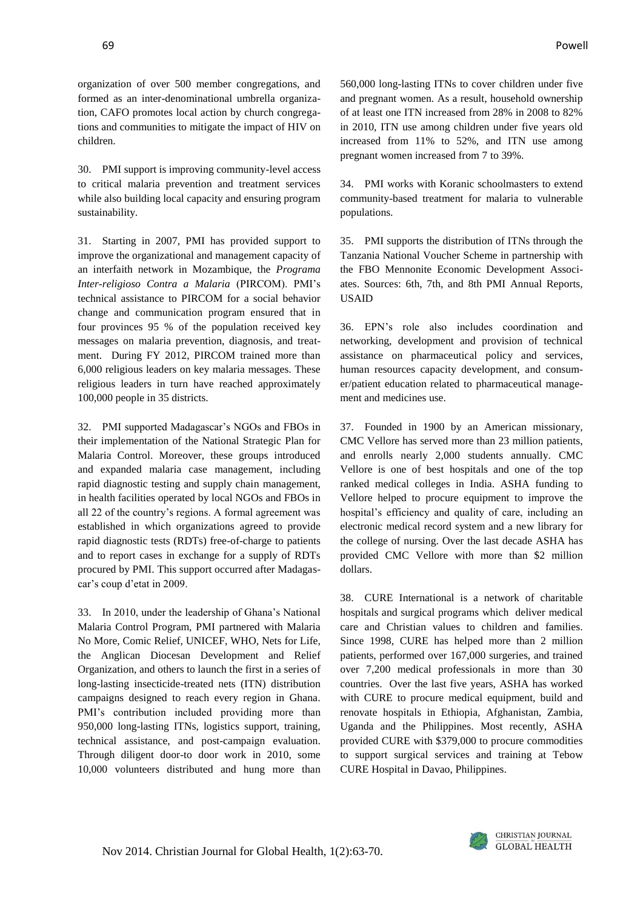organization of over 500 member congregations, and formed as an inter-denominational umbrella organization, CAFO promotes local action by church congregations and communities to mitigate the impact of HIV on children.

30. PMI support is improving community-level access to critical malaria prevention and treatment services while also building local capacity and ensuring program sustainability.

31. Starting in 2007, PMI has provided support to improve the organizational and management capacity of an interfaith network in Mozambique, the *Programa Inter-religioso Contra a Malaria* (PIRCOM). PMI's technical assistance to PIRCOM for a social behavior change and communication program ensured that in four provinces 95 % of the population received key messages on malaria prevention, diagnosis, and treatment. During FY 2012, PIRCOM trained more than 6,000 religious leaders on key malaria messages. These religious leaders in turn have reached approximately 100,000 people in 35 districts.

32. PMI supported Madagascar's NGOs and FBOs in their implementation of the National Strategic Plan for Malaria Control. Moreover, these groups introduced and expanded malaria case management, including rapid diagnostic testing and supply chain management, in health facilities operated by local NGOs and FBOs in all 22 of the country's regions. A formal agreement was established in which organizations agreed to provide rapid diagnostic tests (RDTs) free-of-charge to patients and to report cases in exchange for a supply of RDTs procured by PMI. This support occurred after Madagascar's coup d'etat in 2009.

33. In 2010, under the leadership of Ghana's National Malaria Control Program, PMI partnered with Malaria No More, Comic Relief, UNICEF, WHO, Nets for Life, the Anglican Diocesan Development and Relief Organization, and others to launch the first in a series of long-lasting insecticide-treated nets (ITN) distribution campaigns designed to reach every region in Ghana. PMI's contribution included providing more than 950,000 long-lasting ITNs, logistics support, training, technical assistance, and post-campaign evaluation. Through diligent door-to door work in 2010, some 10,000 volunteers distributed and hung more than 560,000 long-lasting ITNs to cover children under five and pregnant women. As a result, household ownership of at least one ITN increased from 28% in 2008 to 82% in 2010, ITN use among children under five years old increased from 11% to 52%, and ITN use among pregnant women increased from 7 to 39%.

34. PMI works with Koranic schoolmasters to extend community-based treatment for malaria to vulnerable populations.

35. PMI supports the distribution of ITNs through the Tanzania National Voucher Scheme in partnership with the FBO Mennonite Economic Development Associates. Sources: 6th, 7th, and 8th PMI Annual Reports, USAID

36. EPN's role also includes coordination and networking, development and provision of technical assistance on pharmaceutical policy and services, human resources capacity development, and consumer/patient education related to pharmaceutical management and medicines use.

37. Founded in 1900 by an American missionary, CMC Vellore has served more than 23 million patients, and enrolls nearly 2,000 students annually. CMC Vellore is one of best hospitals and one of the top ranked medical colleges in India. ASHA funding to Vellore helped to procure equipment to improve the hospital's efficiency and quality of care, including an electronic medical record system and a new library for the college of nursing. Over the last decade ASHA has provided CMC Vellore with more than $2 million dollars.

38. CURE International is a network of charitable hospitals and surgical programs which deliver medical care and Christian values to children and families. Since 1998, CURE has helped more than 2 million patients, performed over 167,000 surgeries, and trained over 7,200 medical professionals in more than 30 countries. Over the last five years, ASHA has worked with CURE to procure medical equipment, build and renovate hospitals in Ethiopia, Afghanistan, Zambia, Uganda and the Philippines. Most recently, ASHA provided CURE with $379,000 to procure commodities to support surgical services and training at Tebow CURE Hospital in Davao, Philippines.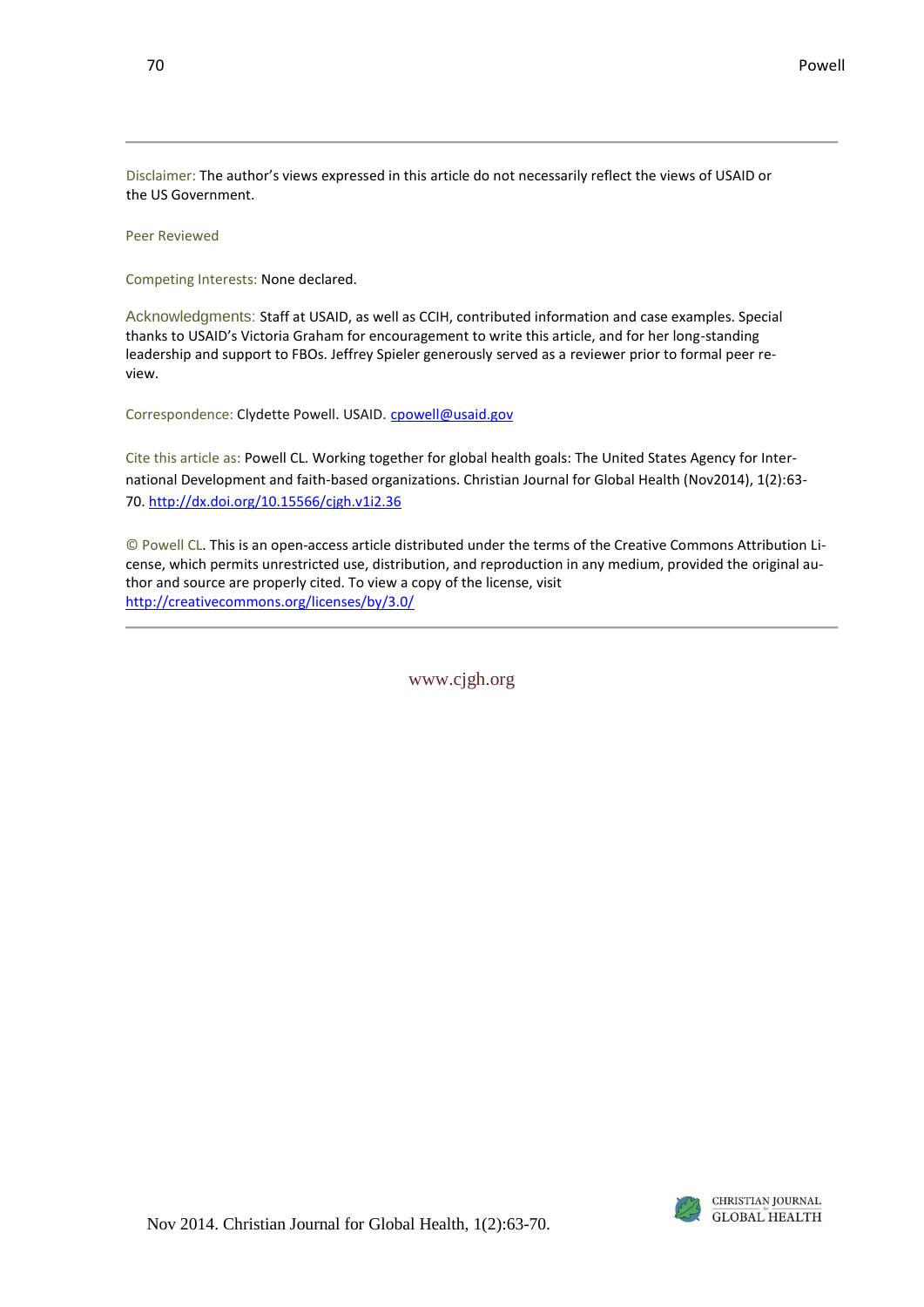Disclaimer: The author's views expressed in this article do not necessarily reflect the views of USAID or the US Government.

Peer Reviewed

Competing Interests: None declared.

Acknowledgments: Staff at USAID, as well as CCIH, contributed information and case examples. Special thanks to USAID's Victoria Graham for encouragement to write this article, and for her long-standing leadership and support to FBOs. Jeffrey Spieler generously served as a reviewer prior to formal peer review.

Correspondence: Clydette Powell. USAID. cpowell@usaid.gov

Cite this article as: Powell CL. Working together for global health goals: The United States Agency for International Development and faith-based organizations. Christian Journal for Global Health (Nov2014), 1(2):63-70. http://dx.doi.org/10.15566/cjgh.v1i2.36

© Powell CL. This is an open-access article distributed under the terms of the Creative Commons Attribution License, which permits unrestricted use, distribution, and reproduction in any medium, provided the original author and source are properly cited. To view a copy of the license, visit http://creativecommons.org/licenses/by/3.0/

www.cjgh.org